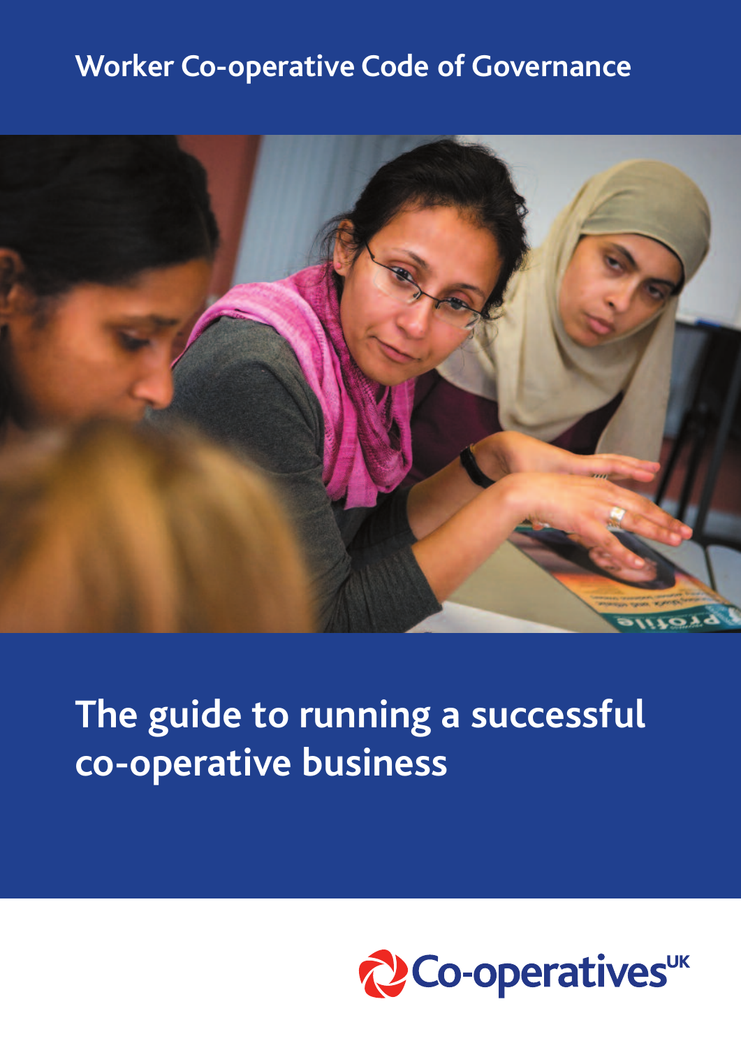Worker Co-operative Code of Governance

# The guide to running a successful co-operative business

Co-operatives[UK]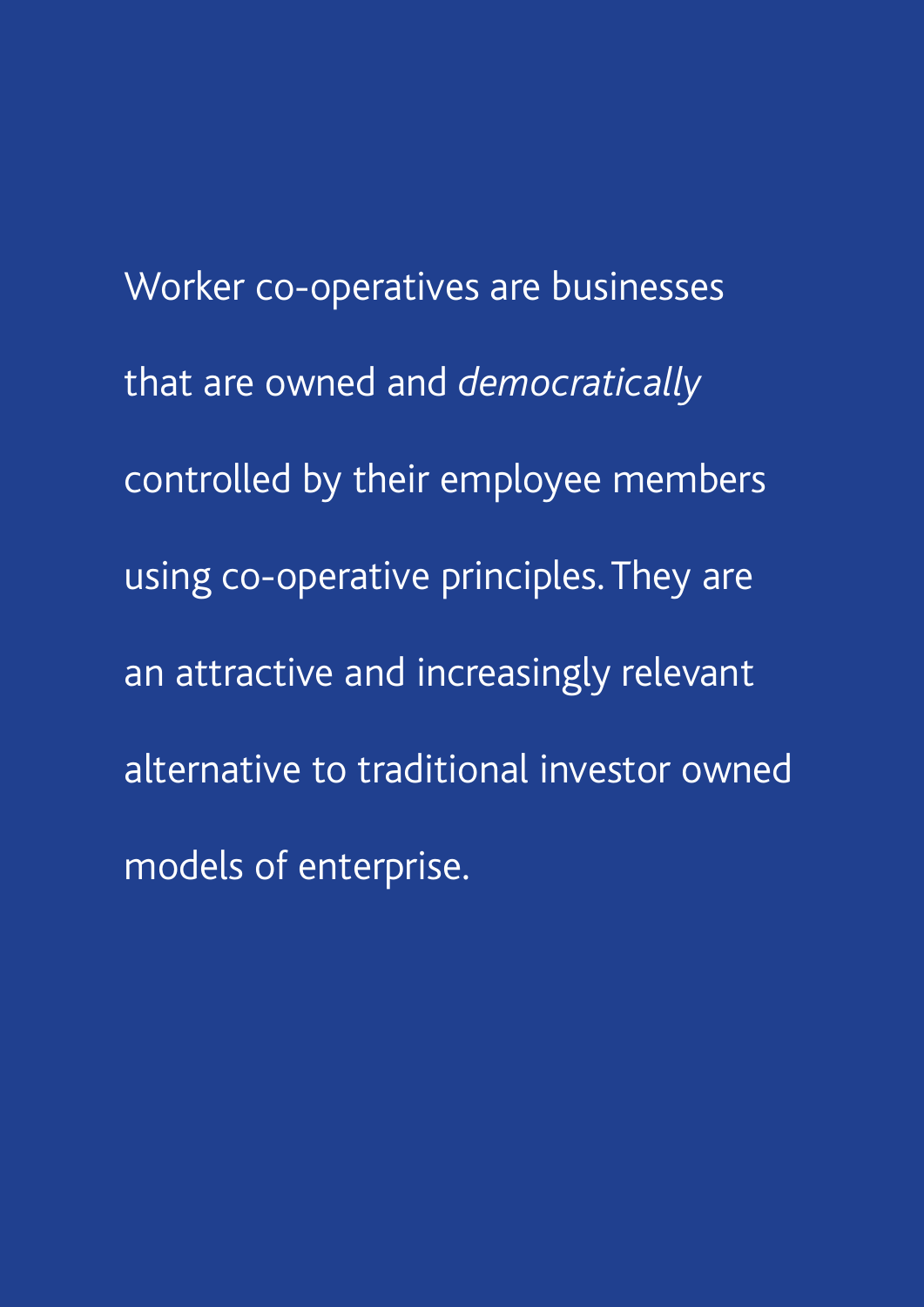Worker co-operatives are businesses that are owned and *democratically* controlled by their employee members using co-operative principles. They are an attractive and increasingly relevant alternative to traditional investor owned models of enterprise.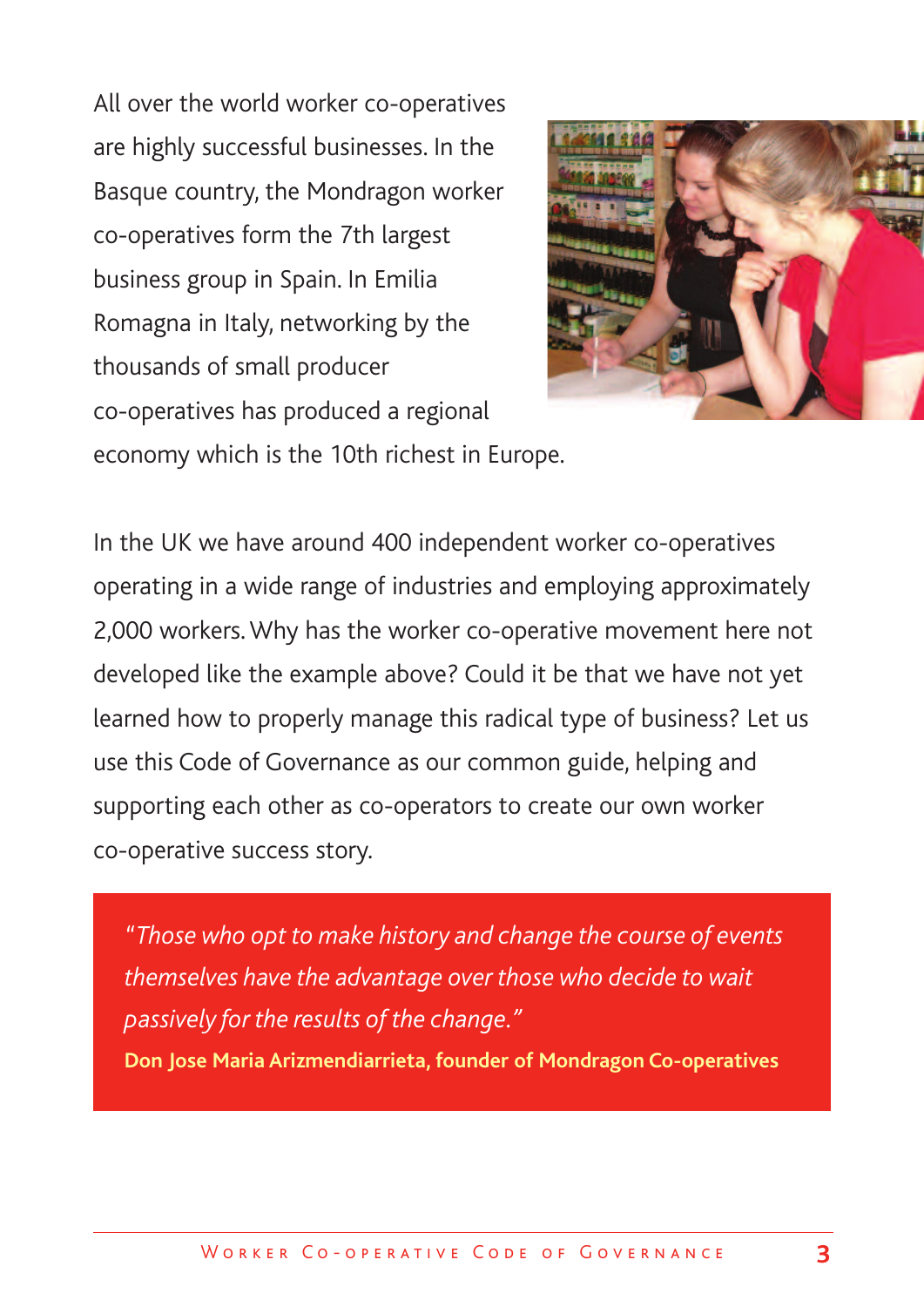All over the world worker co-operatives are highly successful businesses. In the Basque country, the Mondragon worker co-operatives form the 7th largest business group in Spain. In Emilia Romagna in Italy, networking by the thousands of small producer co-operatives has produced a regional economy which is the 10th richest in Europe.

In the UK we have around 400 independent worker co-operatives operating in a wide range of industries and employing approximately 2,000 workers. Why has the worker co-operative movement here not developed like the example above? Could it be that we have not yet learned how to properly manage this radical type of business? Let us use this Code of Governance as our common guide, helping and supporting each other as co-operators to create our own worker co-operative success story.

> *"Those who opt to make history and change the course of events themselves have the advantage over those who decide to wait passively for the results of the change."*
>
> **Don Jose Maria Arizmendiarrieta, founder of Mondragon Co-operatives**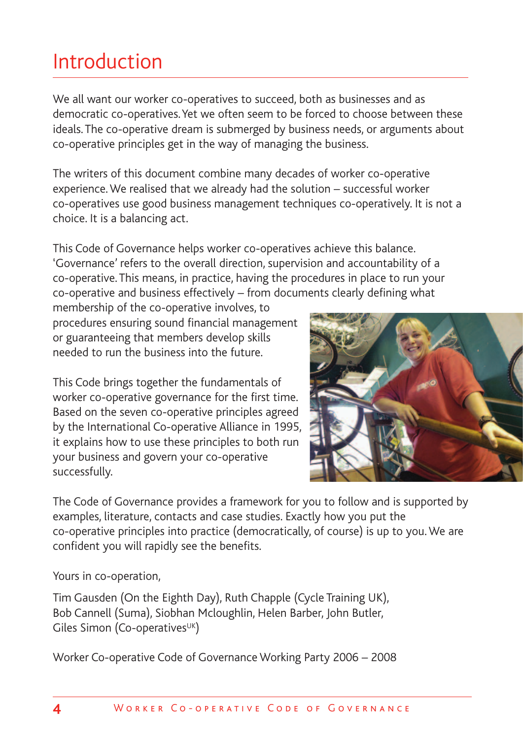# Introduction

We all want our worker co-operatives to succeed, both as businesses and as democratic co-operatives. Yet we often seem to be forced to choose between these ideals. The co-operative dream is submerged by business needs, or arguments about co-operative principles get in the way of managing the business.

The writers of this document combine many decades of worker co-operative experience. We realised that we already had the solution – successful worker co-operatives use good business management techniques co-operatively. It is not a choice. It is a balancing act.

This Code of Governance helps worker co-operatives achieve this balance. 'Governance' refers to the overall direction, supervision and accountability of a co-operative. This means, in practice, having the procedures in place to run your co-operative and business effectively – from documents clearly defining what membership of the co-operative involves, to procedures ensuring sound financial management or guaranteeing that members develop skills needed to run the business into the future.

This Code brings together the fundamentals of worker co-operative governance for the first time. Based on the seven co-operative principles agreed by the International Co-operative Alliance in 1995, it explains how to use these principles to both run your business and govern your co-operative successfully.

The Code of Governance provides a framework for you to follow and is supported by examples, literature, contacts and case studies. Exactly how you put the co-operative principles into practice (democratically, of course) is up to you. We are confident you will rapidly see the benefits.

Yours in co-operation,

Tim Gausden (On the Eighth Day), Ruth Chapple (Cycle Training UK), Bob Cannell (Suma), Siobhan Mcloughlin, Helen Barber, John Butler, Giles Simon (Co-operatives^UK)

Worker Co-operative Code of Governance Working Party 2006 – 2008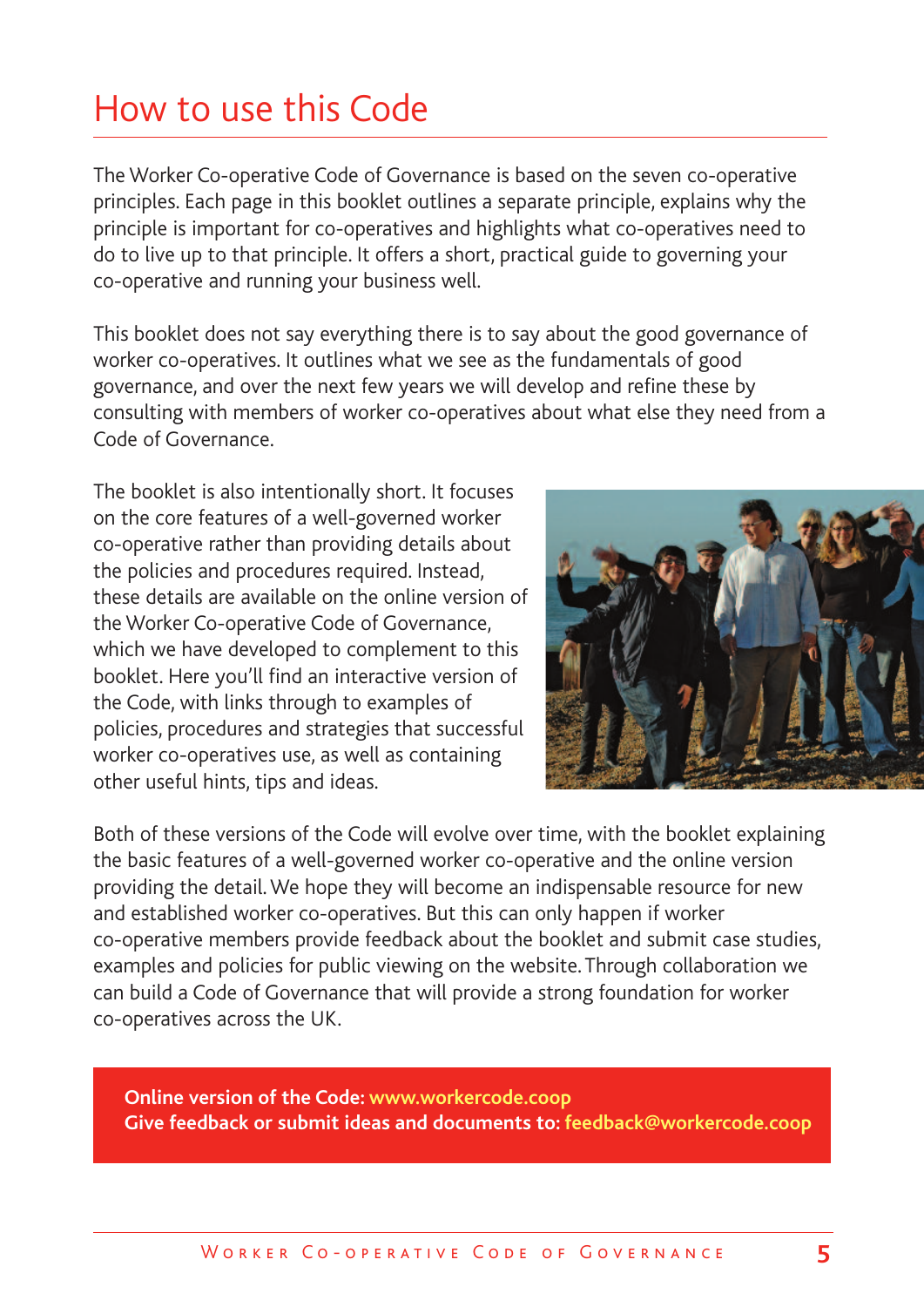# How to use this Code

The Worker Co-operative Code of Governance is based on the seven co-operative principles. Each page in this booklet outlines a separate principle, explains why the principle is important for co-operatives and highlights what co-operatives need to do to live up to that principle. It offers a short, practical guide to governing your co-operative and running your business well.

This booklet does not say everything there is to say about the good governance of worker co-operatives. It outlines what we see as the fundamentals of good governance, and over the next few years we will develop and refine these by consulting with members of worker co-operatives about what else they need from a Code of Governance.

The booklet is also intentionally short. It focuses on the core features of a well-governed worker co-operative rather than providing details about the policies and procedures required. Instead, these details are available on the online version of the Worker Co-operative Code of Governance, which we have developed to complement to this booklet. Here you'll find an interactive version of the Code, with links through to examples of policies, procedures and strategies that successful worker co-operatives use, as well as containing other useful hints, tips and ideas.

Both of these versions of the Code will evolve over time, with the booklet explaining the basic features of a well-governed worker co-operative and the online version providing the detail. We hope they will become an indispensable resource for new and established worker co-operatives. But this can only happen if worker co-operative members provide feedback about the booklet and submit case studies, examples and policies for public viewing on the website. Through collaboration we can build a Code of Governance that will provide a strong foundation for worker co-operatives across the UK.

**Online version of the Code: www.workercode.coop**
**Give feedback or submit ideas and documents to: feedback@workercode.coop**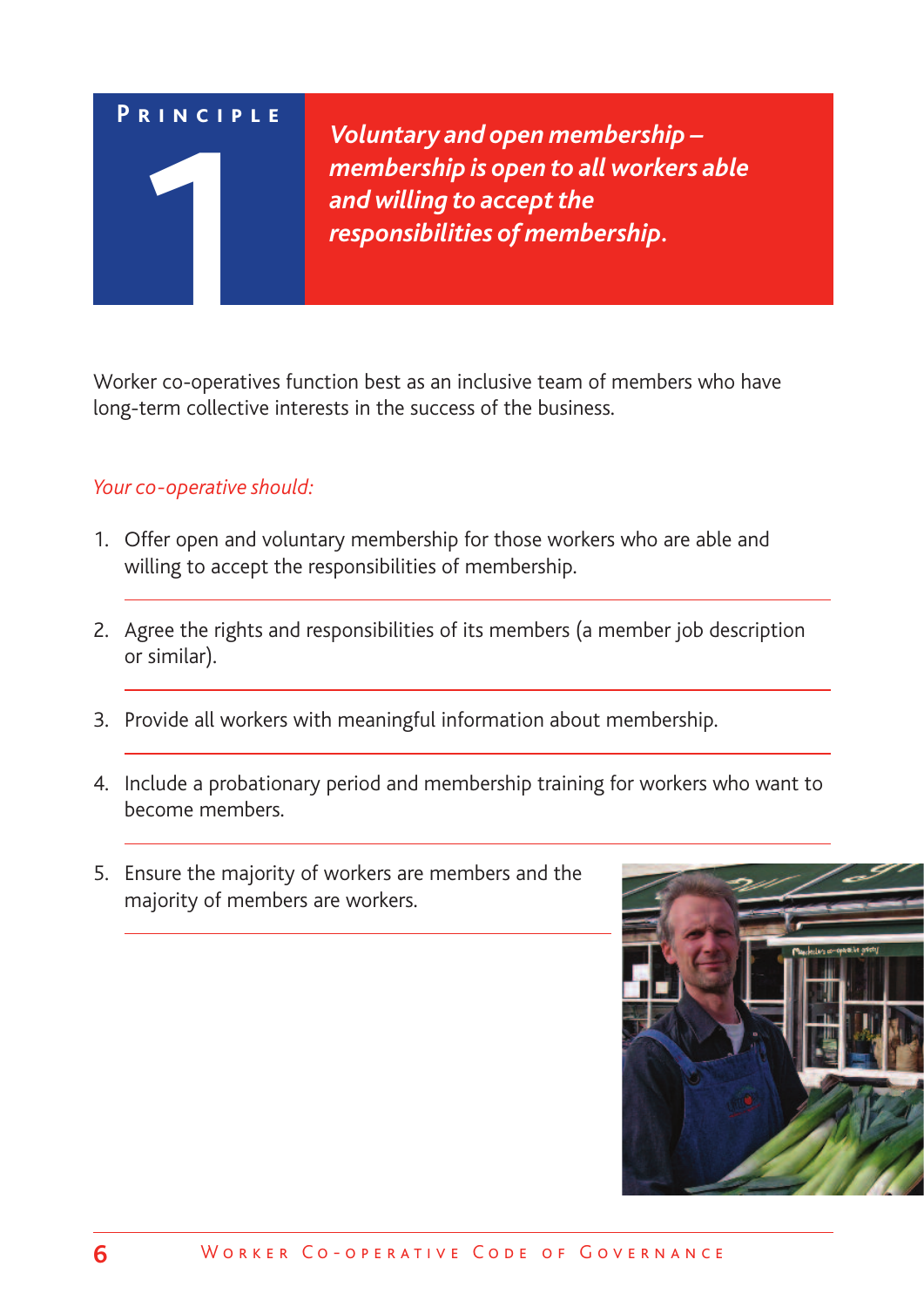# Principle 1

***Voluntary and open membership – membership is open to all workers able and willing to accept the responsibilities of membership.***

Worker co-operatives function best as an inclusive team of members who have long-term collective interests in the success of the business.

*Your co-operative should:*

1. Offer open and voluntary membership for those workers who are able and willing to accept the responsibilities of membership.
2. Agree the rights and responsibilities of its members (a member job description or similar).
3. Provide all workers with meaningful information about membership.
4. Include a probationary period and membership training for workers who want to become members.
5. Ensure the majority of workers are members and the majority of members are workers.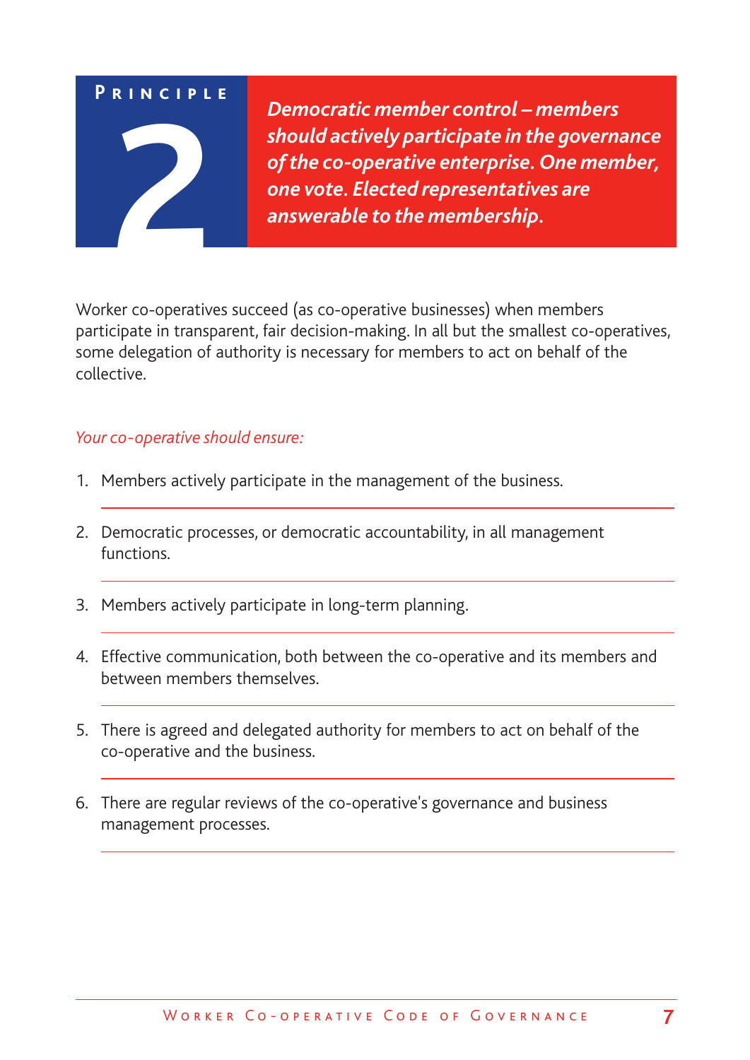# Principle 2

***Democratic member control – members should actively participate in the governance of the co-operative enterprise. One member, one vote. Elected representatives are answerable to the membership.***

Worker co-operatives succeed (as co-operative businesses) when members participate in transparent, fair decision-making. In all but the smallest co-operatives, some delegation of authority is necessary for members to act on behalf of the collective.

*Your co-operative should ensure:*

1. Members actively participate in the management of the business.
2. Democratic processes, or democratic accountability, in all management functions.
3. Members actively participate in long-term planning.
4. Effective communication, both between the co-operative and its members and between members themselves.
5. There is agreed and delegated authority for members to act on behalf of the co-operative and the business.
6. There are regular reviews of the co-operative's governance and business management processes.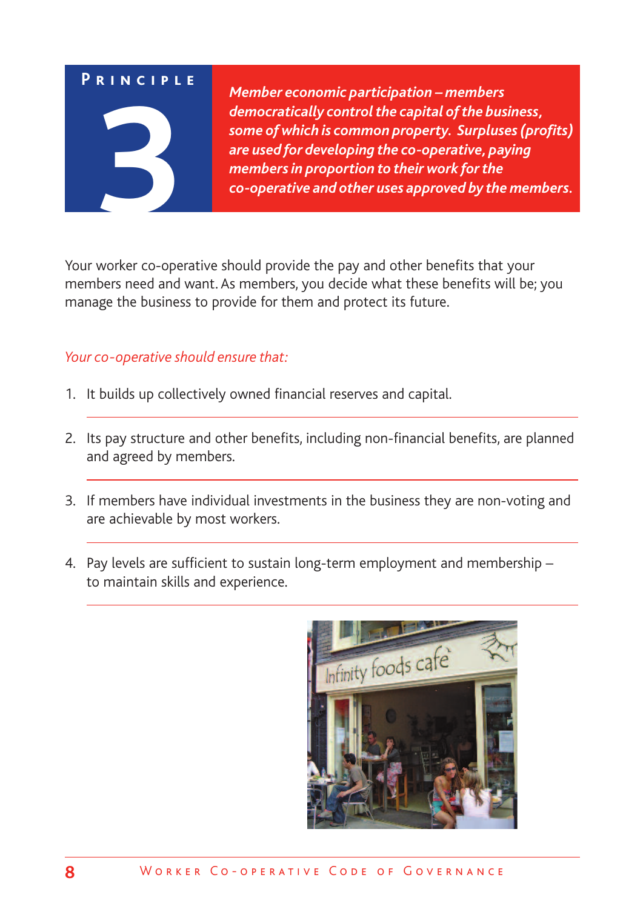# Principle 3

***Member economic participation – members democratically control the capital of the business, some of which is common property. Surpluses (profits) are used for developing the co-operative, paying members in proportion to their work for the co-operative and other uses approved by the members.***

Your worker co-operative should provide the pay and other benefits that your members need and want. As members, you decide what these benefits will be; you manage the business to provide for them and protect its future.

*Your co-operative should ensure that:*

1. It builds up collectively owned financial reserves and capital.
2. Its pay structure and other benefits, including non-financial benefits, are planned and agreed by members.
3. If members have individual investments in the business they are non-voting and are achievable by most workers.
4. Pay levels are sufficient to sustain long-term employment and membership – to maintain skills and experience.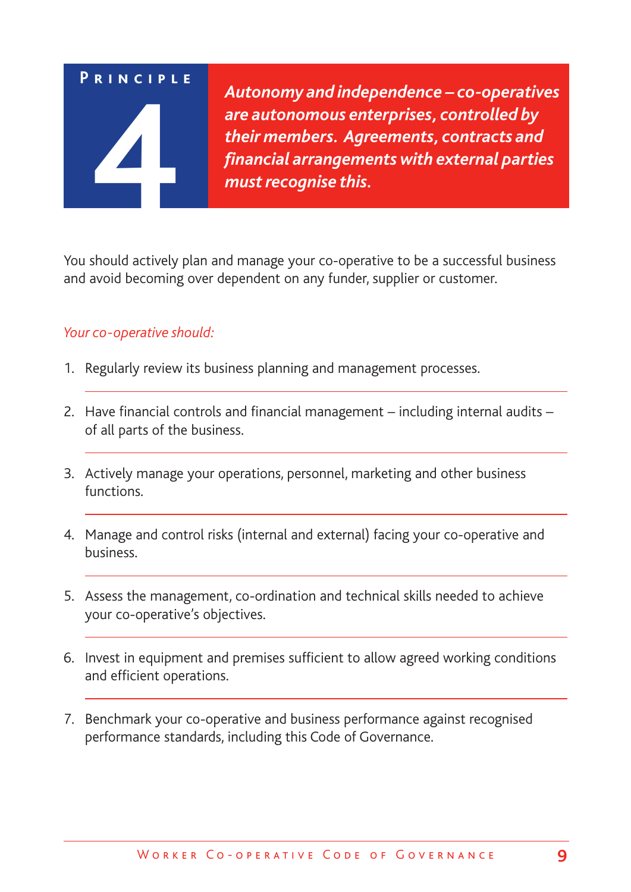# Principle 4

***Autonomy and independence – co-operatives are autonomous enterprises, controlled by their members. Agreements, contracts and financial arrangements with external parties must recognise this.***

You should actively plan and manage your co-operative to be a successful business and avoid becoming over dependent on any funder, supplier or customer.

*Your co-operative should:*

1. Regularly review its business planning and management processes.
2. Have financial controls and financial management – including internal audits – of all parts of the business.
3. Actively manage your operations, personnel, marketing and other business functions.
4. Manage and control risks (internal and external) facing your co-operative and business.
5. Assess the management, co-ordination and technical skills needed to achieve your co-operative's objectives.
6. Invest in equipment and premises sufficient to allow agreed working conditions and efficient operations.
7. Benchmark your co-operative and business performance against recognised performance standards, including this Code of Governance.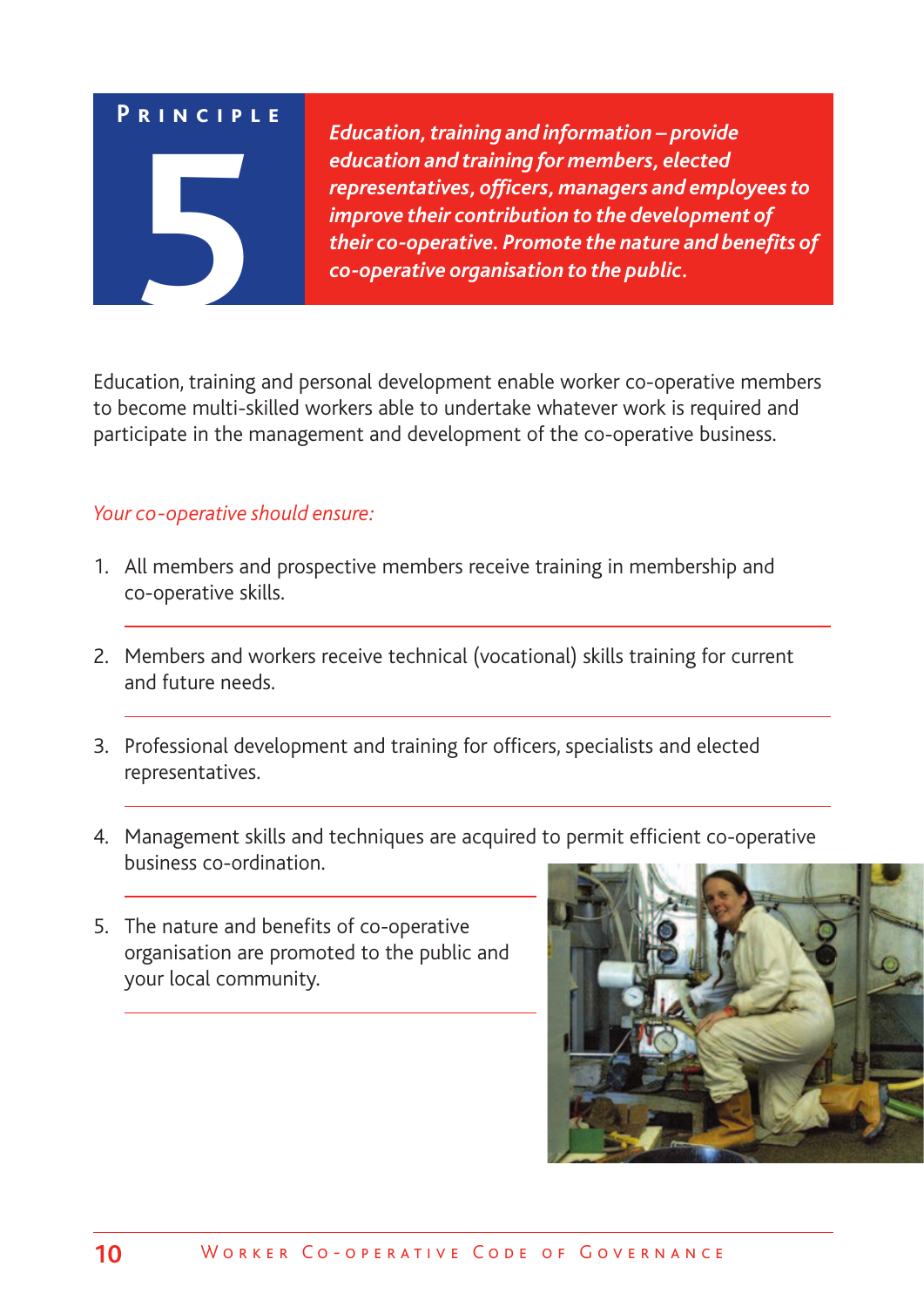# Principle 5

***Education, training and information – provide education and training for members, elected representatives, officers, managers and employees to improve their contribution to the development of their co-operative. Promote the nature and benefits of co-operative organisation to the public.***

Education, training and personal development enable worker co-operative members to become multi-skilled workers able to undertake whatever work is required and participate in the management and development of the co-operative business.

*Your co-operative should ensure:*

1. All members and prospective members receive training in membership and co-operative skills.
2. Members and workers receive technical (vocational) skills training for current and future needs.
3. Professional development and training for officers, specialists and elected representatives.
4. Management skills and techniques are acquired to permit efficient co-operative business co-ordination.
5. The nature and benefits of co-operative organisation are promoted to the public and your local community.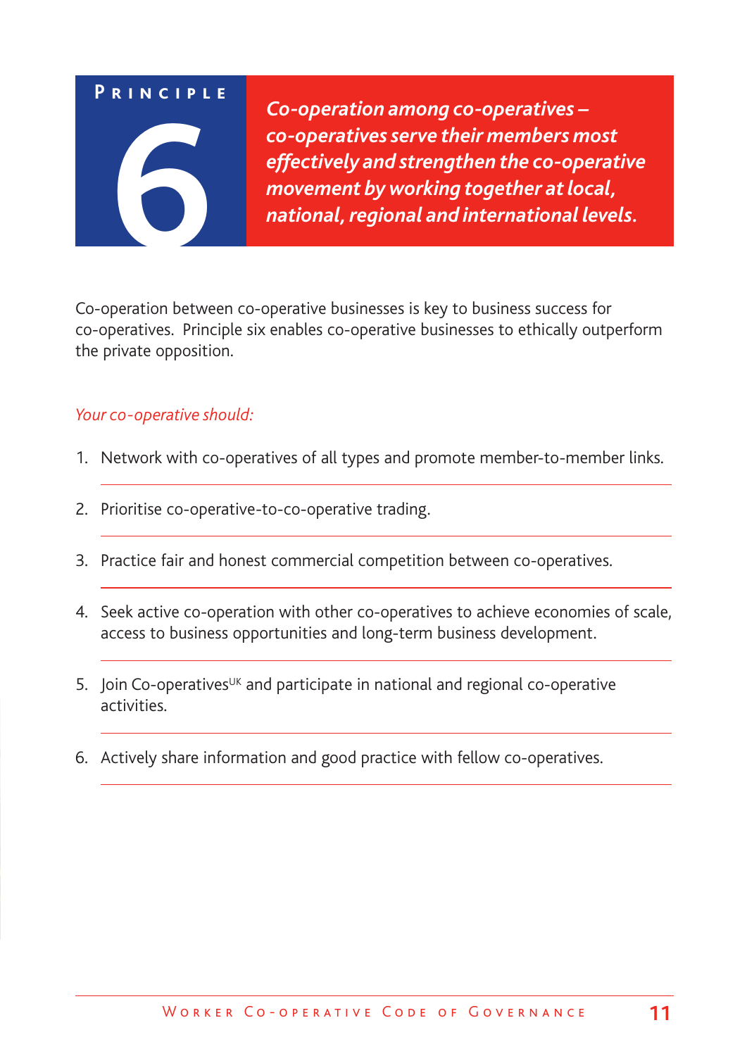# Principle 6

***Co-operation among co-operatives – co-operatives serve their members most effectively and strengthen the co-operative movement by working together at local, national, regional and international levels.***

Co-operation between co-operative businesses is key to business success for co-operatives. Principle six enables co-operative businesses to ethically outperform the private opposition.

*Your co-operative should:*

1. Network with co-operatives of all types and promote member-to-member links.
2. Prioritise co-operative-to-co-operative trading.
3. Practice fair and honest commercial competition between co-operatives.
4. Seek active co-operation with other co-operatives to achieve economies of scale, access to business opportunities and long-term business development.
5. Join Co-operatives[UK] and participate in national and regional co-operative activities.
6. Actively share information and good practice with fellow co-operatives.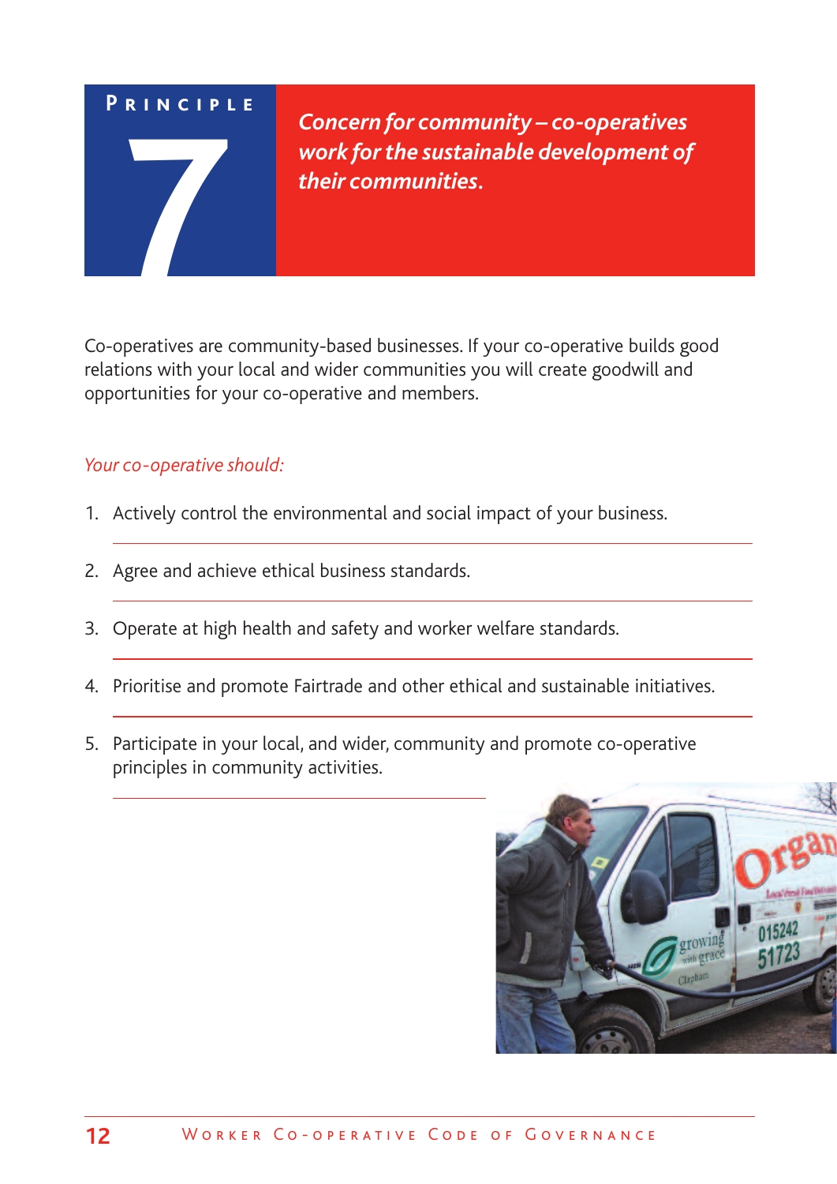# Principle 7

***Concern for community – co-operatives work for the sustainable development of their communities.***

Co-operatives are community-based businesses. If your co-operative builds good relations with your local and wider communities you will create goodwill and opportunities for your co-operative and members.

*Your co-operative should:*

1. Actively control the environmental and social impact of your business.
2. Agree and achieve ethical business standards.
3. Operate at high health and safety and worker welfare standards.
4. Prioritise and promote Fairtrade and other ethical and sustainable initiatives.
5. Participate in your local, and wider, community and promote co-operative principles in community activities.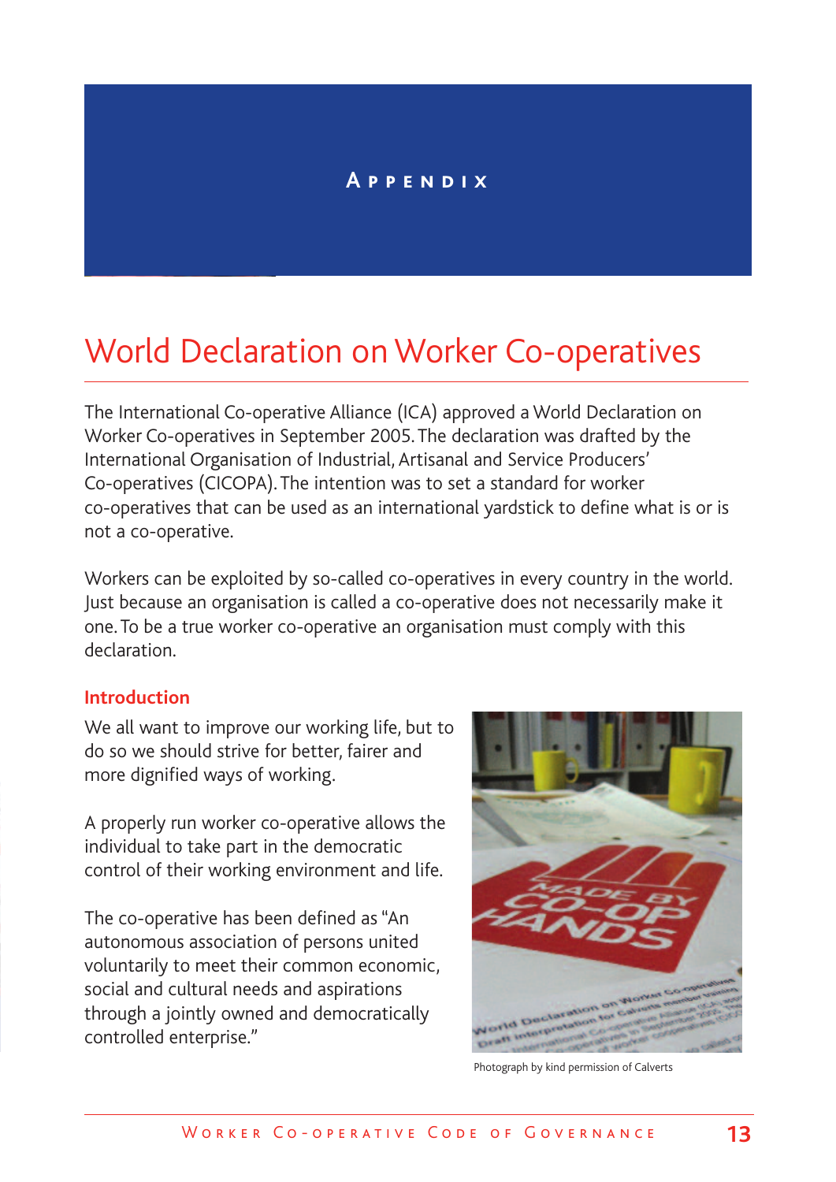# Appendix

## World Declaration on Worker Co-operatives

The International Co-operative Alliance (ICA) approved a World Declaration on Worker Co-operatives in September 2005. The declaration was drafted by the International Organisation of Industrial, Artisanal and Service Producers' Co-operatives (CICOPA). The intention was to set a standard for worker co-operatives that can be used as an international yardstick to define what is or is not a co-operative.

Workers can be exploited by so-called co-operatives in every country in the world. Just because an organisation is called a co-operative does not necessarily make it one. To be a true worker co-operative an organisation must comply with this declaration.

### Introduction

We all want to improve our working life, but to do so we should strive for better, fairer and more dignified ways of working.

A properly run worker co-operative allows the individual to take part in the democratic control of their working environment and life.

The co-operative has been defined as "An autonomous association of persons united voluntarily to meet their common economic, social and cultural needs and aspirations through a jointly owned and democratically controlled enterprise."

Photograph by kind permission of Calverts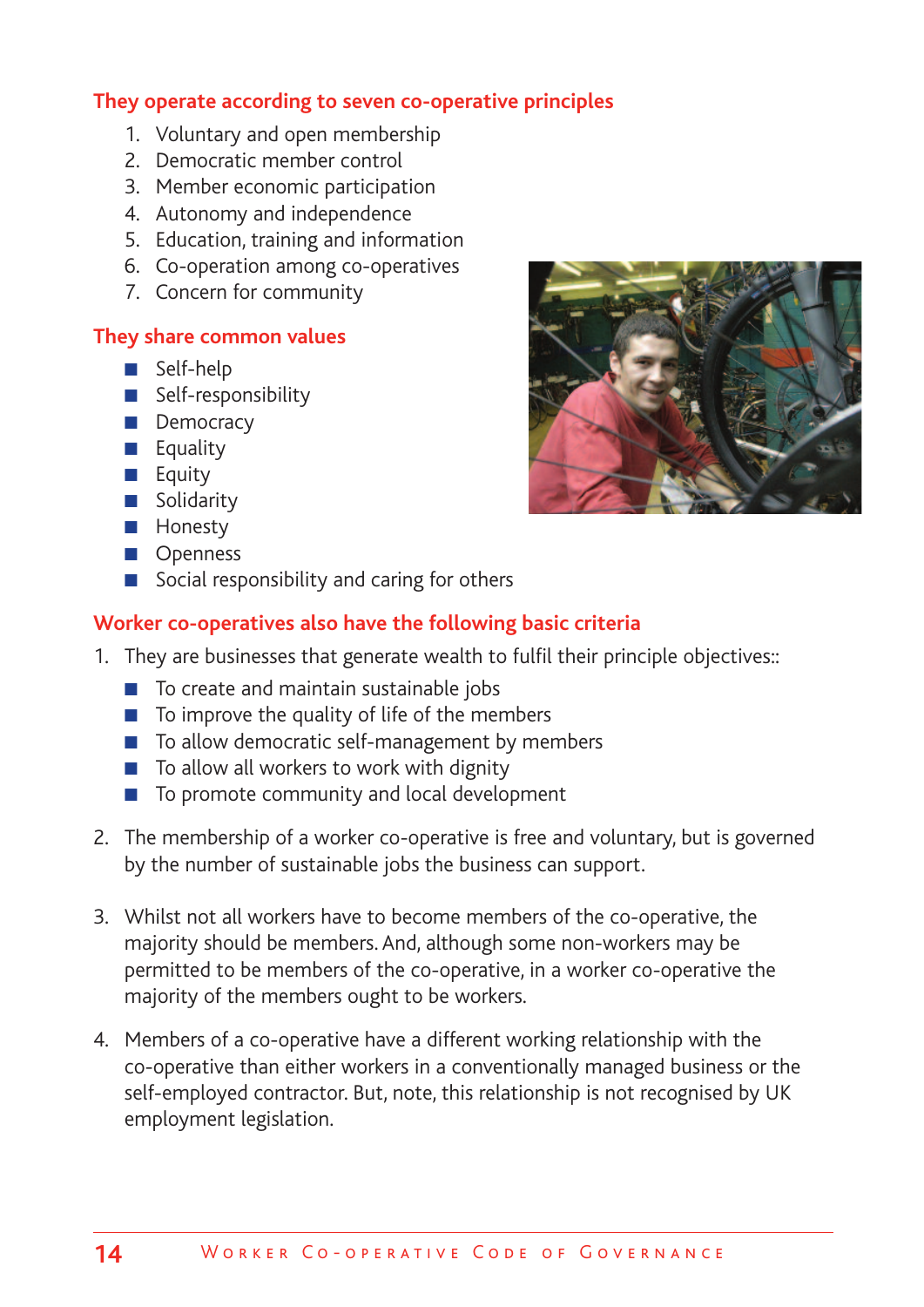## They operate according to seven co-operative principles

1. Voluntary and open membership
2. Democratic member control
3. Member economic participation
4. Autonomy and independence
5. Education, training and information
6. Co-operation among co-operatives
7. Concern for community

## They share common values

- Self-help
- Self-responsibility
- Democracy
- Equality
- Equity
- Solidarity
- Honesty
- Openness
- Social responsibility and caring for others

## Worker co-operatives also have the following basic criteria

1. They are businesses that generate wealth to fulfil their principle objectives::
   - To create and maintain sustainable jobs
   - To improve the quality of life of the members
   - To allow democratic self-management by members
   - To allow all workers to work with dignity
   - To promote community and local development

2. The membership of a worker co-operative is free and voluntary, but is governed by the number of sustainable jobs the business can support.

3. Whilst not all workers have to become members of the co-operative, the majority should be members. And, although some non-workers may be permitted to be members of the co-operative, in a worker co-operative the majority of the members ought to be workers.

4. Members of a co-operative have a different working relationship with the co-operative than either workers in a conventionally managed business or the self-employed contractor. But, note, this relationship is not recognised by UK employment legislation.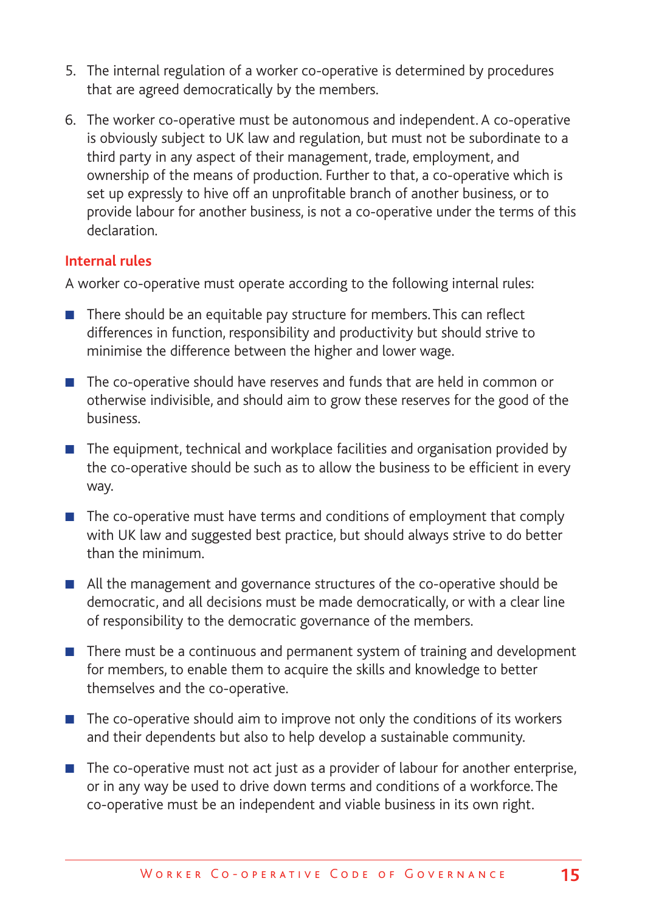5. The internal regulation of a worker co-operative is determined by procedures that are agreed democratically by the members.

6. The worker co-operative must be autonomous and independent. A co-operative is obviously subject to UK law and regulation, but must not be subordinate to a third party in any aspect of their management, trade, employment, and ownership of the means of production. Further to that, a co-operative which is set up expressly to hive off an unprofitable branch of another business, or to provide labour for another business, is not a co-operative under the terms of this declaration.

### Internal rules

A worker co-operative must operate according to the following internal rules:

- There should be an equitable pay structure for members. This can reflect differences in function, responsibility and productivity but should strive to minimise the difference between the higher and lower wage.
- The co-operative should have reserves and funds that are held in common or otherwise indivisible, and should aim to grow these reserves for the good of the business.
- The equipment, technical and workplace facilities and organisation provided by the co-operative should be such as to allow the business to be efficient in every way.
- The co-operative must have terms and conditions of employment that comply with UK law and suggested best practice, but should always strive to do better than the minimum.
- All the management and governance structures of the co-operative should be democratic, and all decisions must be made democratically, or with a clear line of responsibility to the democratic governance of the members.
- There must be a continuous and permanent system of training and development for members, to enable them to acquire the skills and knowledge to better themselves and the co-operative.
- The co-operative should aim to improve not only the conditions of its workers and their dependents but also to help develop a sustainable community.
- The co-operative must not act just as a provider of labour for another enterprise, or in any way be used to drive down terms and conditions of a workforce. The co-operative must be an independent and viable business in its own right.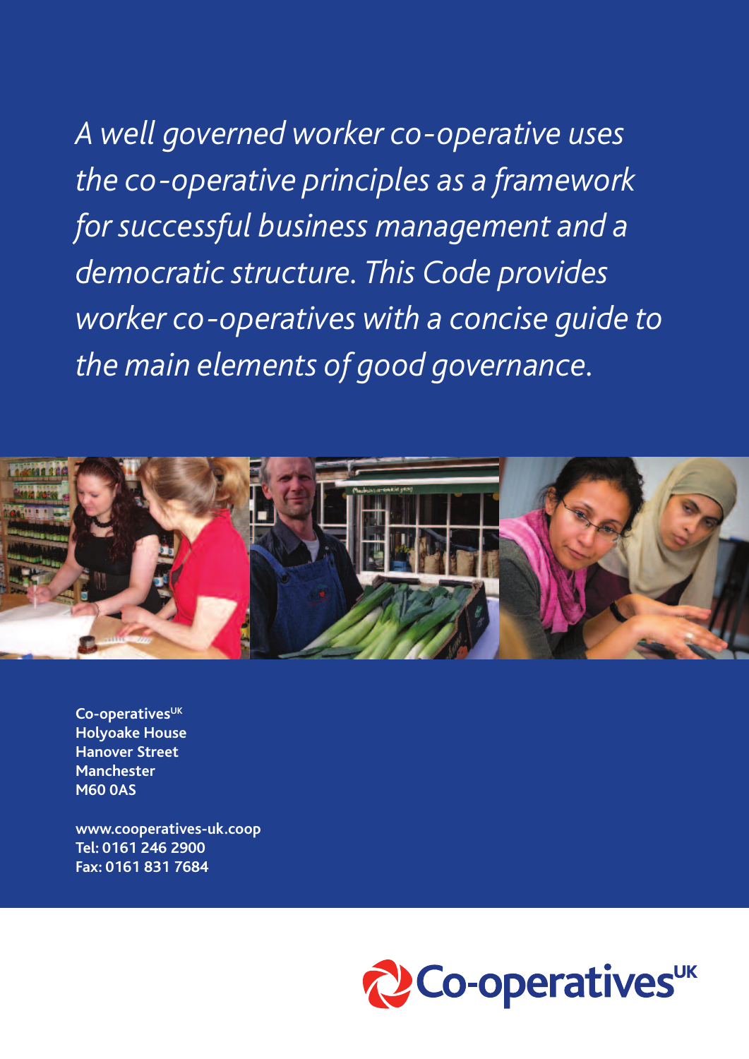*A well governed worker co-operative uses the co-operative principles as a framework for successful business management and a democratic structure. This Code provides worker co-operatives with a concise guide to the main elements of good governance.*

**Co-operatives[UK]**
**Holyoake House**
**Hanover Street**
**Manchester**
**M60 0AS**

**www.cooperatives-uk.coop**
**Tel: 0161 246 2900**
**Fax: 0161 831 7684**

Co-operatives[UK]